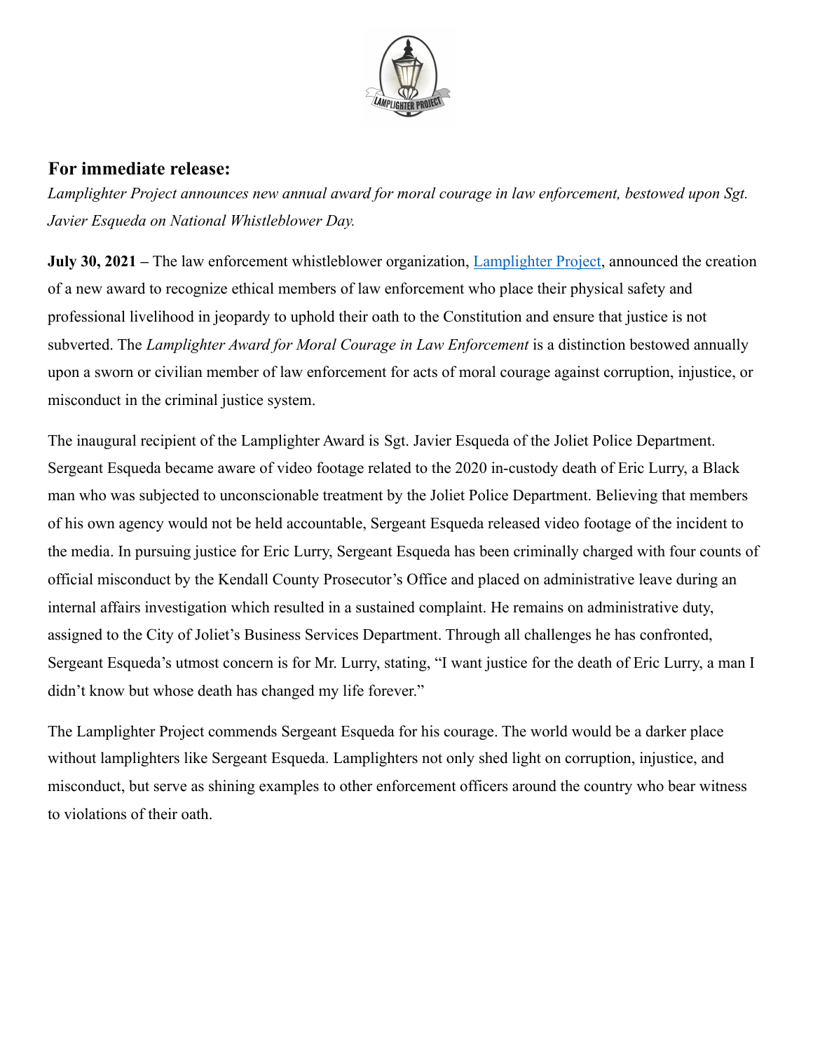## For immediate release:

*Lamplighter Project announces new annual award for moral courage in law enforcement, bestowed upon Sgt. Javier Esqueda on National Whistleblower Day.*

**July 30, 2021 –** The law enforcement whistleblower organization, Lamplighter Project, announced the creation of a new award to recognize ethical members of law enforcement who place their physical safety and professional livelihood in jeopardy to uphold their oath to the Constitution and ensure that justice is not subverted. The *Lamplighter Award for Moral Courage in Law Enforcement* is a distinction bestowed annually upon a sworn or civilian member of law enforcement for acts of moral courage against corruption, injustice, or misconduct in the criminal justice system.

The inaugural recipient of the Lamplighter Award is Sgt. Javier Esqueda of the Joliet Police Department. Sergeant Esqueda became aware of video footage related to the 2020 in-custody death of Eric Lurry, a Black man who was subjected to unconscionable treatment by the Joliet Police Department. Believing that members of his own agency would not be held accountable, Sergeant Esqueda released video footage of the incident to the media. In pursuing justice for Eric Lurry, Sergeant Esqueda has been criminally charged with four counts of official misconduct by the Kendall County Prosecutor's Office and placed on administrative leave during an internal affairs investigation which resulted in a sustained complaint. He remains on administrative duty, assigned to the City of Joliet's Business Services Department. Through all challenges he has confronted, Sergeant Esqueda's utmost concern is for Mr. Lurry, stating, "I want justice for the death of Eric Lurry, a man I didn't know but whose death has changed my life forever."

The Lamplighter Project commends Sergeant Esqueda for his courage. The world would be a darker place without lamplighters like Sergeant Esqueda. Lamplighters not only shed light on corruption, injustice, and misconduct, but serve as shining examples to other enforcement officers around the country who bear witness to violations of their oath.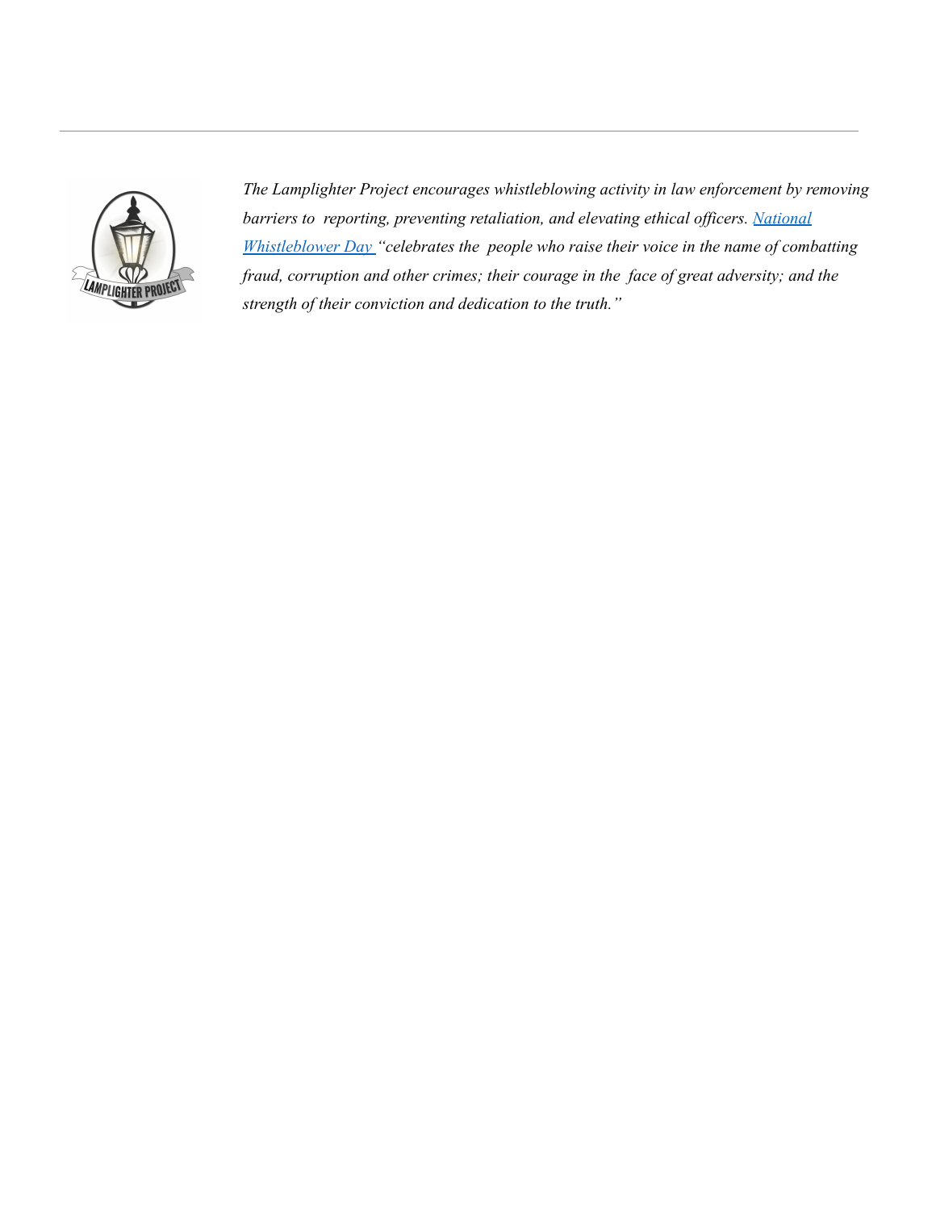*The Lamplighter Project encourages whistleblowing activity in law enforcement by removing barriers to reporting, preventing retaliation, and elevating ethical officers. [National Whistleblower Day](#) "celebrates the people who raise their voice in the name of combatting fraud, corruption and other crimes; their courage in the face of great adversity; and the strength of their conviction and dedication to the truth."*